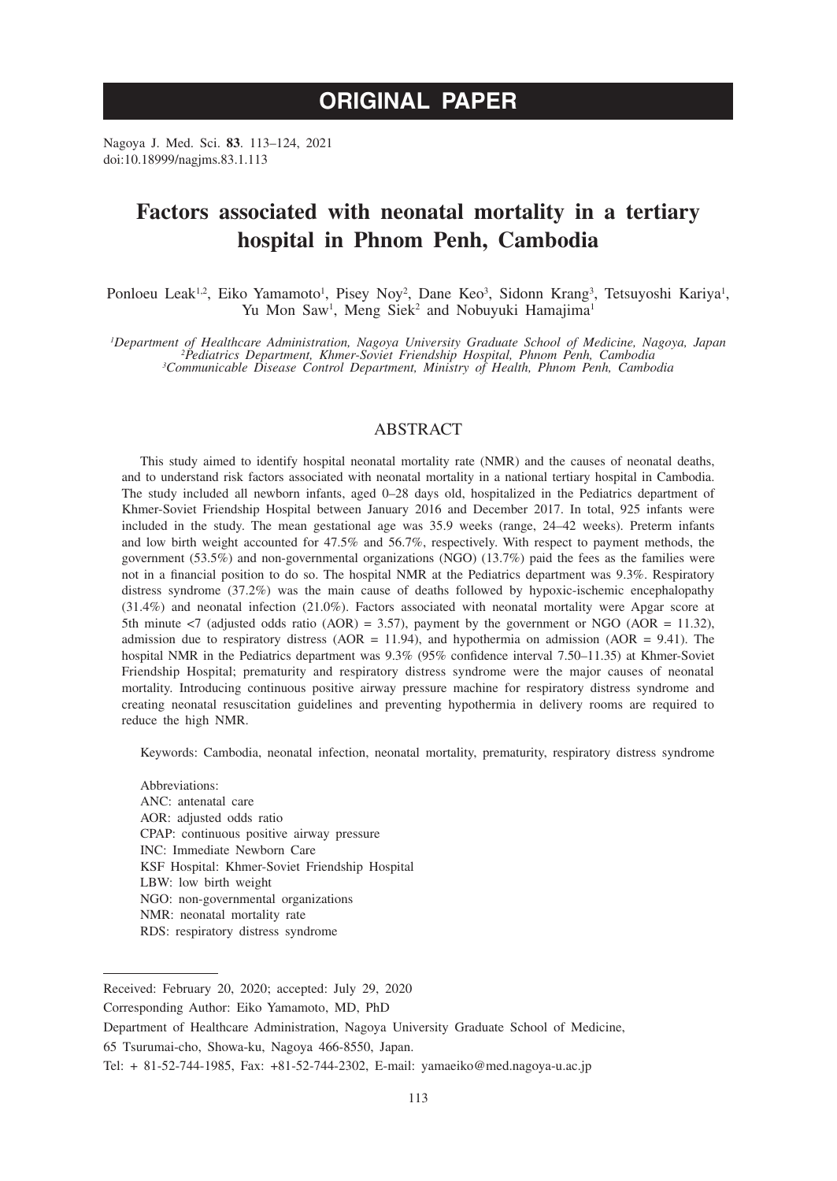# ORIGINAL PAPER

Nagoya J. Med. Sci. **83**. 113–124, 2021
doi:10.18999/nagjms.83.1.113

# Factors associated with neonatal mortality in a tertiary hospital in Phnom Penh, Cambodia

Ponloeu Leak[1,2], Eiko Yamamoto[1], Pisey Noy[2], Dane Keo[3], Sidonn Krang[3], Tetsuyoshi Kariya[1], Yu Mon Saw[1], Meng Siek[2] and Nobuyuki Hamajima[1]

*[1]Department of Healthcare Administration, Nagoya University Graduate School of Medicine, Nagoya, Japan*
*[2]Pediatrics Department, Khmer-Soviet Friendship Hospital, Phnom Penh, Cambodia*
*[3]Communicable Disease Control Department, Ministry of Health, Phnom Penh, Cambodia*

## ABSTRACT

This study aimed to identify hospital neonatal mortality rate (NMR) and the causes of neonatal deaths, and to understand risk factors associated with neonatal mortality in a national tertiary hospital in Cambodia. The study included all newborn infants, aged 0–28 days old, hospitalized in the Pediatrics department of Khmer-Soviet Friendship Hospital between January 2016 and December 2017. In total, 925 infants were included in the study. The mean gestational age was 35.9 weeks (range, 24–42 weeks). Preterm infants and low birth weight accounted for 47.5% and 56.7%, respectively. With respect to payment methods, the government (53.5%) and non-governmental organizations (NGO) (13.7%) paid the fees as the families were not in a financial position to do so. The hospital NMR at the Pediatrics department was 9.3%. Respiratory distress syndrome (37.2%) was the main cause of deaths followed by hypoxic-ischemic encephalopathy (31.4%) and neonatal infection (21.0%). Factors associated with neonatal mortality were Apgar score at 5th minute <7 (adjusted odds ratio (AOR) = 3.57), payment by the government or NGO (AOR = 11.32), admission due to respiratory distress (AOR = 11.94), and hypothermia on admission (AOR = 9.41). The hospital NMR in the Pediatrics department was 9.3% (95% confidence interval 7.50–11.35) at Khmer-Soviet Friendship Hospital; prematurity and respiratory distress syndrome were the major causes of neonatal mortality. Introducing continuous positive airway pressure machine for respiratory distress syndrome and creating neonatal resuscitation guidelines and preventing hypothermia in delivery rooms are required to reduce the high NMR.

Keywords: Cambodia, neonatal infection, neonatal mortality, prematurity, respiratory distress syndrome

Abbreviations:
ANC: antenatal care
AOR: adjusted odds ratio
CPAP: continuous positive airway pressure
INC: Immediate Newborn Care
KSF Hospital: Khmer-Soviet Friendship Hospital
LBW: low birth weight
NGO: non-governmental organizations
NMR: neonatal mortality rate
RDS: respiratory distress syndrome

---

Received: February 20, 2020; accepted: July 29, 2020

Corresponding Author: Eiko Yamamoto, MD, PhD

Department of Healthcare Administration, Nagoya University Graduate School of Medicine,

65 Tsurumai-cho, Showa-ku, Nagoya 466-8550, Japan.

Tel: + 81-52-744-1985, Fax: +81-52-744-2302, E-mail: yamaeiko@med.nagoya-u.ac.jp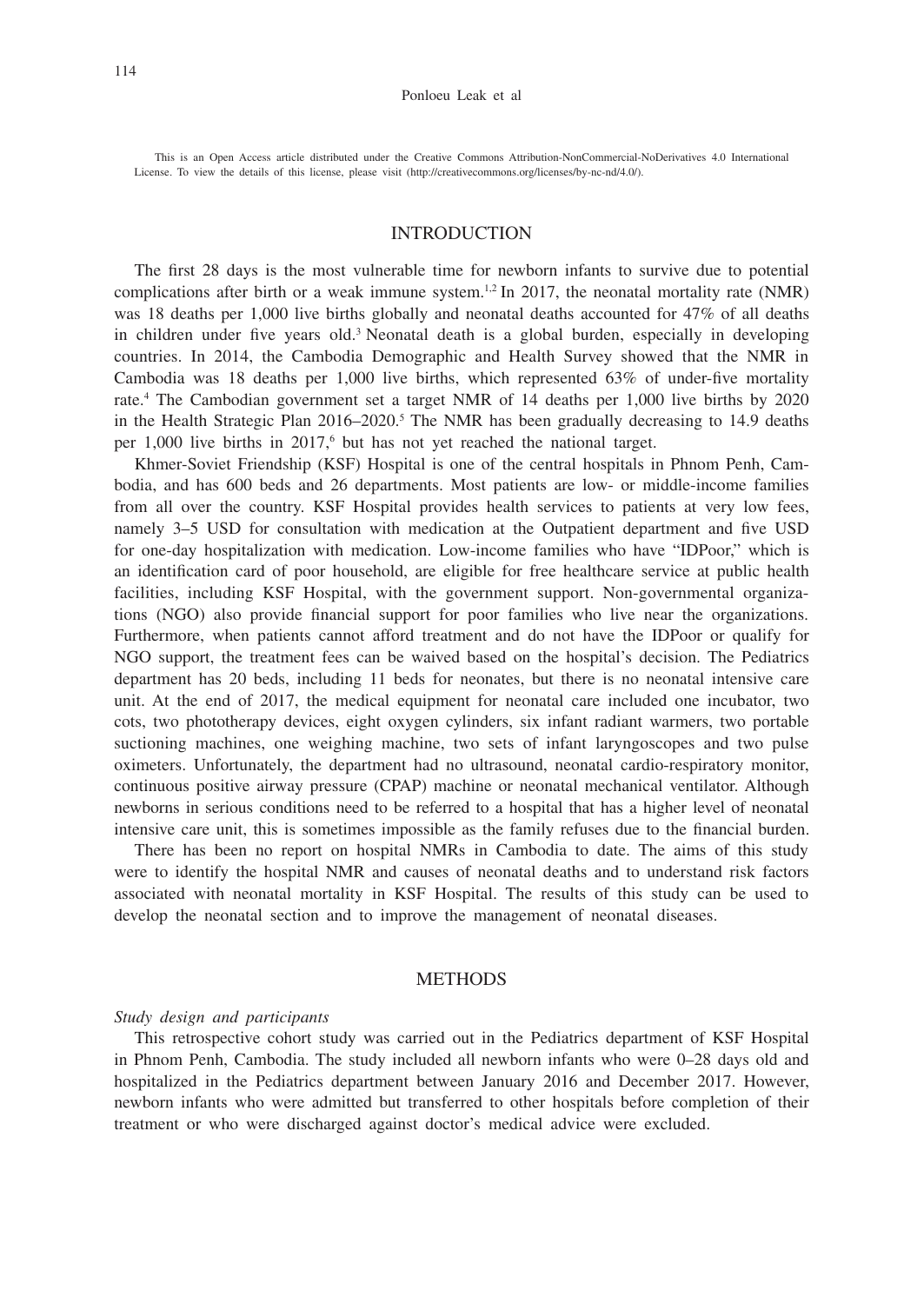This is an Open Access article distributed under the Creative Commons Attribution-NonCommercial-NoDerivatives 4.0 International License. To view the details of this license, please visit (http://creativecommons.org/licenses/by-nc-nd/4.0/).

## INTRODUCTION

The first 28 days is the most vulnerable time for newborn infants to survive due to potential complications after birth or a weak immune system.[1,2] In 2017, the neonatal mortality rate (NMR) was 18 deaths per 1,000 live births globally and neonatal deaths accounted for 47% of all deaths in children under five years old.[3] Neonatal death is a global burden, especially in developing countries. In 2014, the Cambodia Demographic and Health Survey showed that the NMR in Cambodia was 18 deaths per 1,000 live births, which represented 63% of under-five mortality rate.[4] The Cambodian government set a target NMR of 14 deaths per 1,000 live births by 2020 in the Health Strategic Plan 2016–2020.[5] The NMR has been gradually decreasing to 14.9 deaths per 1,000 live births in 2017,[6] but has not yet reached the national target.

Khmer-Soviet Friendship (KSF) Hospital is one of the central hospitals in Phnom Penh, Cambodia, and has 600 beds and 26 departments. Most patients are low- or middle-income families from all over the country. KSF Hospital provides health services to patients at very low fees, namely 3–5 USD for consultation with medication at the Outpatient department and five USD for one-day hospitalization with medication. Low-income families who have "IDPoor," which is an identification card of poor household, are eligible for free healthcare service at public health facilities, including KSF Hospital, with the government support. Non-governmental organizations (NGO) also provide financial support for poor families who live near the organizations. Furthermore, when patients cannot afford treatment and do not have the IDPoor or qualify for NGO support, the treatment fees can be waived based on the hospital's decision. The Pediatrics department has 20 beds, including 11 beds for neonates, but there is no neonatal intensive care unit. At the end of 2017, the medical equipment for neonatal care included one incubator, two cots, two phototherapy devices, eight oxygen cylinders, six infant radiant warmers, two portable suctioning machines, one weighing machine, two sets of infant laryngoscopes and two pulse oximeters. Unfortunately, the department had no ultrasound, neonatal cardio-respiratory monitor, continuous positive airway pressure (CPAP) machine or neonatal mechanical ventilator. Although newborns in serious conditions need to be referred to a hospital that has a higher level of neonatal intensive care unit, this is sometimes impossible as the family refuses due to the financial burden.

There has been no report on hospital NMRs in Cambodia to date. The aims of this study were to identify the hospital NMR and causes of neonatal deaths and to understand risk factors associated with neonatal mortality in KSF Hospital. The results of this study can be used to develop the neonatal section and to improve the management of neonatal diseases.

## METHODS

*Study design and participants*

This retrospective cohort study was carried out in the Pediatrics department of KSF Hospital in Phnom Penh, Cambodia. The study included all newborn infants who were 0–28 days old and hospitalized in the Pediatrics department between January 2016 and December 2017. However, newborn infants who were admitted but transferred to other hospitals before completion of their treatment or who were discharged against doctor's medical advice were excluded.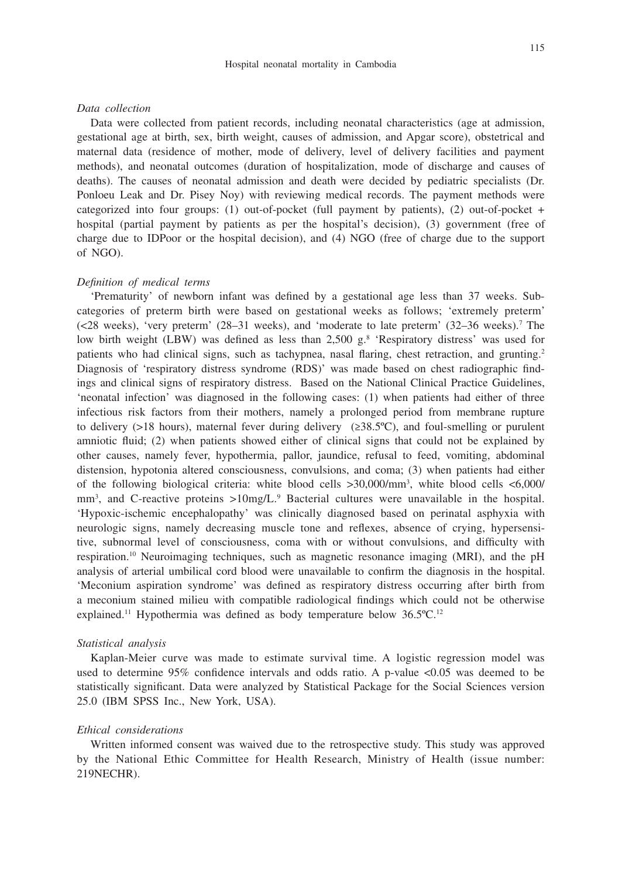### *Data collection*

Data were collected from patient records, including neonatal characteristics (age at admission, gestational age at birth, sex, birth weight, causes of admission, and Apgar score), obstetrical and maternal data (residence of mother, mode of delivery, level of delivery facilities and payment methods), and neonatal outcomes (duration of hospitalization, mode of discharge and causes of deaths). The causes of neonatal admission and death were decided by pediatric specialists (Dr. Ponloeu Leak and Dr. Pisey Noy) with reviewing medical records. The payment methods were categorized into four groups: (1) out-of-pocket (full payment by patients), (2) out-of-pocket + hospital (partial payment by patients as per the hospital's decision), (3) government (free of charge due to IDPoor or the hospital decision), and (4) NGO (free of charge due to the support of NGO).

### *Definition of medical terms*

'Prematurity' of newborn infant was defined by a gestational age less than 37 weeks. Sub-categories of preterm birth were based on gestational weeks as follows; 'extremely preterm' (<28 weeks), 'very preterm' (28–31 weeks), and 'moderate to late preterm' (32–36 weeks).[7] The low birth weight (LBW) was defined as less than 2,500 g.[8] 'Respiratory distress' was used for patients who had clinical signs, such as tachypnea, nasal flaring, chest retraction, and grunting.[2] Diagnosis of 'respiratory distress syndrome (RDS)' was made based on chest radiographic findings and clinical signs of respiratory distress. Based on the National Clinical Practice Guidelines, 'neonatal infection' was diagnosed in the following cases: (1) when patients had either of three infectious risk factors from their mothers, namely a prolonged period from membrane rupture to delivery (>18 hours), maternal fever during delivery (≥38.5ºC), and foul-smelling or purulent amniotic fluid; (2) when patients showed either of clinical signs that could not be explained by other causes, namely fever, hypothermia, pallor, jaundice, refusal to feed, vomiting, abdominal distension, hypotonia altered consciousness, convulsions, and coma; (3) when patients had either of the following biological criteria: white blood cells >30,000/mm$^3$, white blood cells <6,000/mm$^3$, and C-reactive proteins >10mg/L.[9] Bacterial cultures were unavailable in the hospital. 'Hypoxic-ischemic encephalopathy' was clinically diagnosed based on perinatal asphyxia with neurologic signs, namely decreasing muscle tone and reflexes, absence of crying, hypersensitive, subnormal level of consciousness, coma with or without convulsions, and difficulty with respiration.[10] Neuroimaging techniques, such as magnetic resonance imaging (MRI), and the pH analysis of arterial umbilical cord blood were unavailable to confirm the diagnosis in the hospital. 'Meconium aspiration syndrome' was defined as respiratory distress occurring after birth from a meconium stained milieu with compatible radiological findings which could not be otherwise explained.[11] Hypothermia was defined as body temperature below 36.5ºC.[12]

### *Statistical analysis*

Kaplan-Meier curve was made to estimate survival time. A logistic regression model was used to determine 95% confidence intervals and odds ratio. A p-value <0.05 was deemed to be statistically significant. Data were analyzed by Statistical Package for the Social Sciences version 25.0 (IBM SPSS Inc., New York, USA).

### *Ethical considerations*

Written informed consent was waived due to the retrospective study. This study was approved by the National Ethic Committee for Health Research, Ministry of Health (issue number: 219NECHR).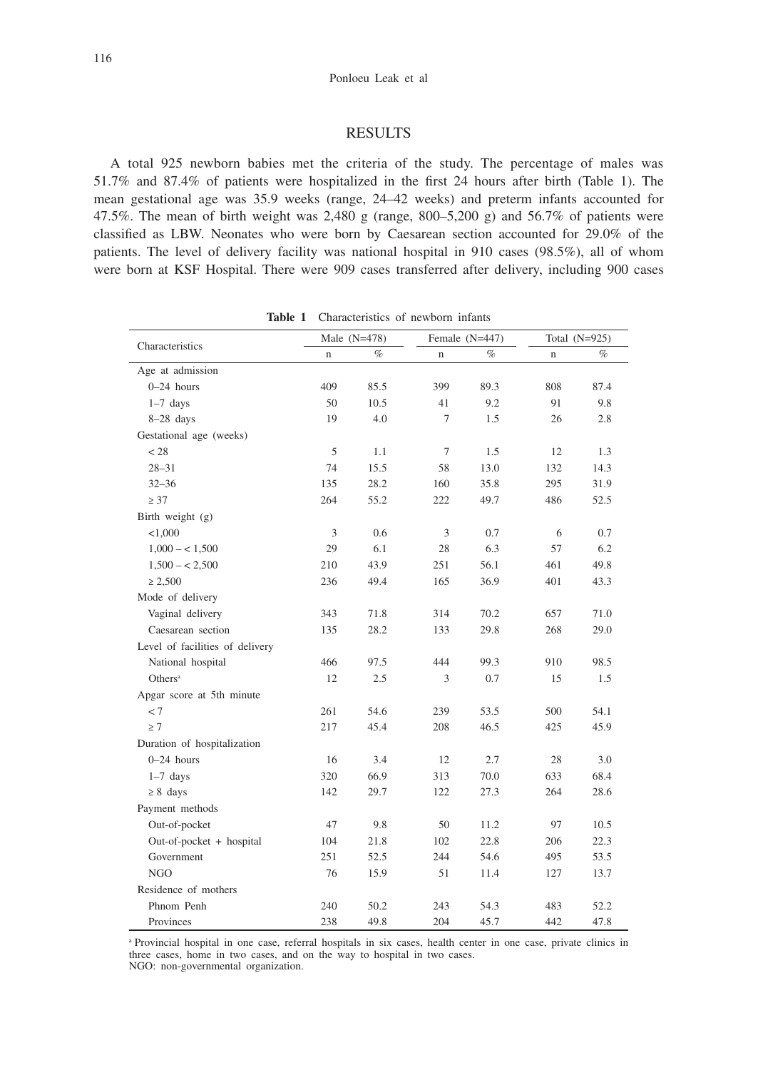## RESULTS

A total 925 newborn babies met the criteria of the study. The percentage of males was 51.7% and 87.4% of patients were hospitalized in the first 24 hours after birth (Table 1). The mean gestational age was 35.9 weeks (range, 24–42 weeks) and preterm infants accounted for 47.5%. The mean of birth weight was 2,480 g (range, 800–5,200 g) and 56.7% of patients were classified as LBW. Neonates who were born by Caesarean section accounted for 29.0% of the patients. The level of delivery facility was national hospital in 910 cases (98.5%), all of whom were born at KSF Hospital. There were 909 cases transferred after delivery, including 900 cases

**Table 1** Characteristics of newborn infants

| Characteristics | Male (N=478) | | Female (N=447) | | Total (N=925) | |
|---|---|---|---|---|---|---|
| | n | % | n | % | n | % |
| Age at admission | | | | | | |
| 0–24 hours | 409 | 85.5 | 399 | 89.3 | 808 | 87.4 |
| 1–7 days | 50 | 10.5 | 41 | 9.2 | 91 | 9.8 |
| 8–28 days | 19 | 4.0 | 7 | 1.5 | 26 | 2.8 |
| Gestational age (weeks) | | | | | | |
| < 28 | 5 | 1.1 | 7 | 1.5 | 12 | 1.3 |
| 28–31 | 74 | 15.5 | 58 | 13.0 | 132 | 14.3 |
| 32–36 | 135 | 28.2 | 160 | 35.8 | 295 | 31.9 |
| ≥ 37 | 264 | 55.2 | 222 | 49.7 | 486 | 52.5 |
| Birth weight (g) | | | | | | |
| <1,000 | 3 | 0.6 | 3 | 0.7 | 6 | 0.7 |
| 1,000 – < 1,500 | 29 | 6.1 | 28 | 6.3 | 57 | 6.2 |
| 1,500 – < 2,500 | 210 | 43.9 | 251 | 56.1 | 461 | 49.8 |
| ≥ 2,500 | 236 | 49.4 | 165 | 36.9 | 401 | 43.3 |
| Mode of delivery | | | | | | |
| Vaginal delivery | 343 | 71.8 | 314 | 70.2 | 657 | 71.0 |
| Caesarean section | 135 | 28.2 | 133 | 29.8 | 268 | 29.0 |
| Level of facilities of delivery | | | | | | |
| National hospital | 466 | 97.5 | 444 | 99.3 | 910 | 98.5 |
| Others[a] | 12 | 2.5 | 3 | 0.7 | 15 | 1.5 |
| Apgar score at 5th minute | | | | | | |
| < 7 | 261 | 54.6 | 239 | 53.5 | 500 | 54.1 |
| ≥ 7 | 217 | 45.4 | 208 | 46.5 | 425 | 45.9 |
| Duration of hospitalization | | | | | | |
| 0–24 hours | 16 | 3.4 | 12 | 2.7 | 28 | 3.0 |
| 1–7 days | 320 | 66.9 | 313 | 70.0 | 633 | 68.4 |
| ≥ 8 days | 142 | 29.7 | 122 | 27.3 | 264 | 28.6 |
| Payment methods | | | | | | |
| Out-of-pocket | 47 | 9.8 | 50 | 11.2 | 97 | 10.5 |
| Out-of-pocket + hospital | 104 | 21.8 | 102 | 22.8 | 206 | 22.3 |
| Government | 251 | 52.5 | 244 | 54.6 | 495 | 53.5 |
| NGO | 76 | 15.9 | 51 | 11.4 | 127 | 13.7 |
| Residence of mothers | | | | | | |
| Phnom Penh | 240 | 50.2 | 243 | 54.3 | 483 | 52.2 |
| Provinces | 238 | 49.8 | 204 | 45.7 | 442 | 47.8 |

[a] Provincial hospital in one case, referral hospitals in six cases, health center in one case, private clinics in three cases, home in two cases, and on the way to hospital in two cases.
NGO: non-governmental organization.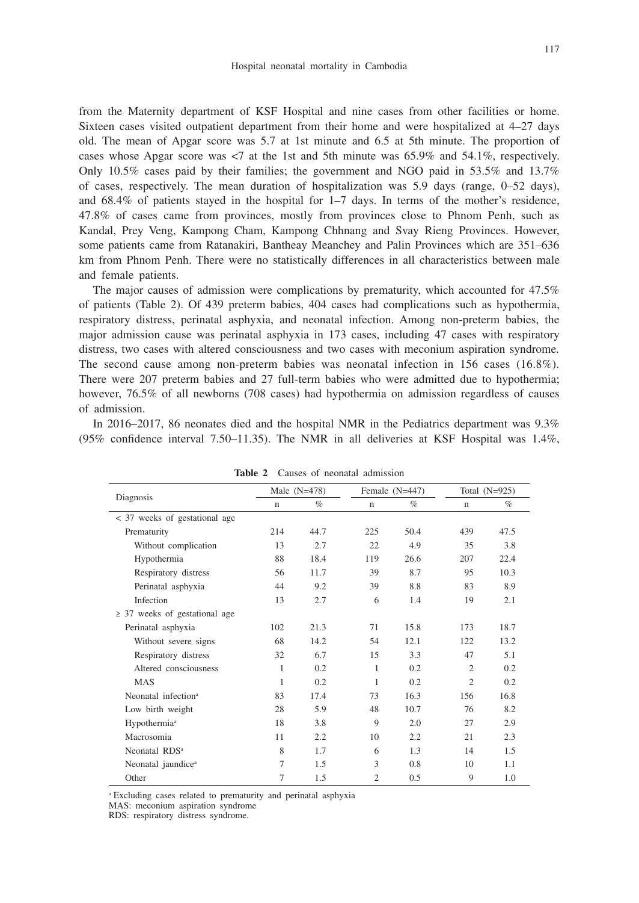from the Maternity department of KSF Hospital and nine cases from other facilities or home. Sixteen cases visited outpatient department from their home and were hospitalized at 4–27 days old. The mean of Apgar score was 5.7 at 1st minute and 6.5 at 5th minute. The proportion of cases whose Apgar score was <7 at the 1st and 5th minute was 65.9% and 54.1%, respectively. Only 10.5% cases paid by their families; the government and NGO paid in 53.5% and 13.7% of cases, respectively. The mean duration of hospitalization was 5.9 days (range, 0–52 days), and 68.4% of patients stayed in the hospital for 1–7 days. In terms of the mother's residence, 47.8% of cases came from provinces, mostly from provinces close to Phnom Penh, such as Kandal, Prey Veng, Kampong Cham, Kampong Chhnang and Svay Rieng Provinces. However, some patients came from Ratanakiri, Bantheay Meanchey and Palin Provinces which are 351–636 km from Phnom Penh. There were no statistically differences in all characteristics between male and female patients.

The major causes of admission were complications by prematurity, which accounted for 47.5% of patients (Table 2). Of 439 preterm babies, 404 cases had complications such as hypothermia, respiratory distress, perinatal asphyxia, and neonatal infection. Among non-preterm babies, the major admission cause was perinatal asphyxia in 173 cases, including 47 cases with respiratory distress, two cases with altered consciousness and two cases with meconium aspiration syndrome. The second cause among non-preterm babies was neonatal infection in 156 cases (16.8%). There were 207 preterm babies and 27 full-term babies who were admitted due to hypothermia; however, 76.5% of all newborns (708 cases) had hypothermia on admission regardless of causes of admission.

In 2016–2017, 86 neonates died and the hospital NMR in the Pediatrics department was 9.3% (95% confidence interval 7.50–11.35). The NMR in all deliveries at KSF Hospital was 1.4%,

**Table 2** Causes of neonatal admission

| Diagnosis | Male (N=478) | | Female (N=447) | | Total (N=925) | |
|---|---|---|---|---|---|---|
| | n | % | n | % | n | % |
| < 37 weeks of gestational age | | | | | | |
| Prematurity | 214 | 44.7 | 225 | 50.4 | 439 | 47.5 |
| Without complication | 13 | 2.7 | 22 | 4.9 | 35 | 3.8 |
| Hypothermia | 88 | 18.4 | 119 | 26.6 | 207 | 22.4 |
| Respiratory distress | 56 | 11.7 | 39 | 8.7 | 95 | 10.3 |
| Perinatal asphyxia | 44 | 9.2 | 39 | 8.8 | 83 | 8.9 |
| Infection | 13 | 2.7 | 6 | 1.4 | 19 | 2.1 |
| ≥ 37 weeks of gestational age | | | | | | |
| Perinatal asphyxia | 102 | 21.3 | 71 | 15.8 | 173 | 18.7 |
| Without severe signs | 68 | 14.2 | 54 | 12.1 | 122 | 13.2 |
| Respiratory distress | 32 | 6.7 | 15 | 3.3 | 47 | 5.1 |
| Altered consciousness | 1 | 0.2 | 1 | 0.2 | 2 | 0.2 |
| MAS | 1 | 0.2 | 1 | 0.2 | 2 | 0.2 |
| Neonatal infection[a] | 83 | 17.4 | 73 | 16.3 | 156 | 16.8 |
| Low birth weight | 28 | 5.9 | 48 | 10.7 | 76 | 8.2 |
| Hypothermia[a] | 18 | 3.8 | 9 | 2.0 | 27 | 2.9 |
| Macrosomia | 11 | 2.2 | 10 | 2.2 | 21 | 2.3 |
| Neonatal RDS[a] | 8 | 1.7 | 6 | 1.3 | 14 | 1.5 |
| Neonatal jaundice[a] | 7 | 1.5 | 3 | 0.8 | 10 | 1.1 |
| Other | 7 | 1.5 | 2 | 0.5 | 9 | 1.0 |

[a] Excluding cases related to prematurity and perinatal asphyxia
MAS: meconium aspiration syndrome
RDS: respiratory distress syndrome.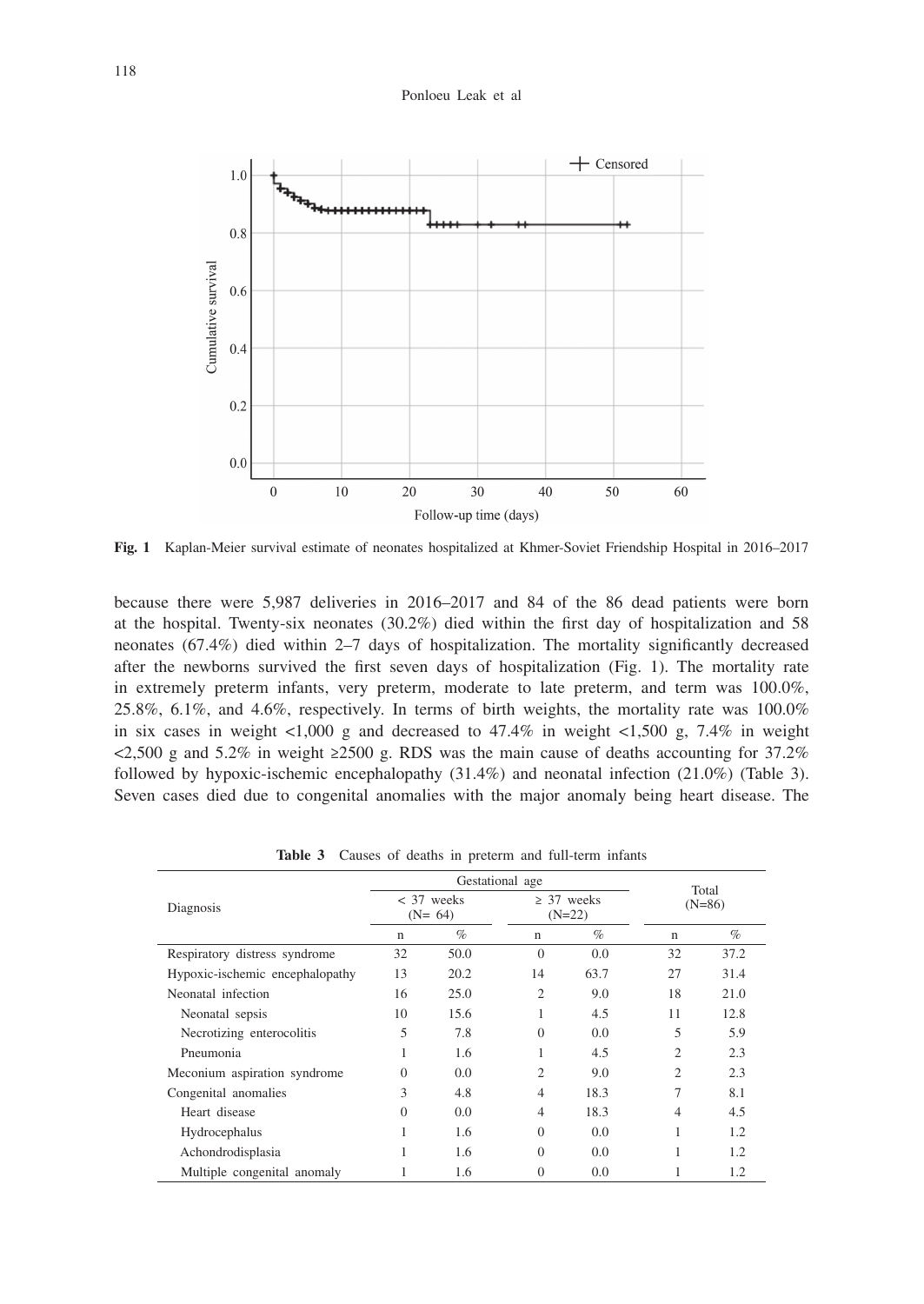Fig. 1 Kaplan-Meier survival estimate of neonates hospitalized at Khmer-Soviet Friendship Hospital in 2016–2017

because there were 5,987 deliveries in 2016–2017 and 84 of the 86 dead patients were born at the hospital. Twenty-six neonates (30.2%) died within the first day of hospitalization and 58 neonates (67.4%) died within 2–7 days of hospitalization. The mortality significantly decreased after the newborns survived the first seven days of hospitalization (Fig. 1). The mortality rate in extremely preterm infants, very preterm, moderate to late preterm, and term was 100.0%, 25.8%, 6.1%, and 4.6%, respectively. In terms of birth weights, the mortality rate was 100.0% in six cases in weight <1,000 g and decreased to 47.4% in weight <1,500 g, 7.4% in weight <2,500 g and 5.2% in weight ≥2500 g. RDS was the main cause of deaths accounting for 37.2% followed by hypoxic-ischemic encephalopathy (31.4%) and neonatal infection (21.0%) (Table 3). Seven cases died due to congenital anomalies with the major anomaly being heart disease. The

**Table 3** Causes of deaths in preterm and full-term infants

| Diagnosis | Gestational age | | | | Total (N=86) | |
|---|---|---|---|---|---|---|
| | < 37 weeks (N= 64) | | ≥ 37 weeks (N=22) | | | |
| | n | % | n | % | n | % |
| Respiratory distress syndrome | 32 | 50.0 | 0 | 0.0 | 32 | 37.2 |
| Hypoxic-ischemic encephalopathy | 13 | 20.2 | 14 | 63.7 | 27 | 31.4 |
| Neonatal infection | 16 | 25.0 | 2 | 9.0 | 18 | 21.0 |
| Neonatal sepsis | 10 | 15.6 | 1 | 4.5 | 11 | 12.8 |
| Necrotizing enterocolitis | 5 | 7.8 | 0 | 0.0 | 5 | 5.9 |
| Pneumonia | 1 | 1.6 | 1 | 4.5 | 2 | 2.3 |
| Meconium aspiration syndrome | 0 | 0.0 | 2 | 9.0 | 2 | 2.3 |
| Congenital anomalies | 3 | 4.8 | 4 | 18.3 | 7 | 8.1 |
| Heart disease | 0 | 0.0 | 4 | 18.3 | 4 | 4.5 |
| Hydrocephalus | 1 | 1.6 | 0 | 0.0 | 1 | 1.2 |
| Achondrodisplasia | 1 | 1.6 | 0 | 0.0 | 1 | 1.2 |
| Multiple congenital anomaly | 1 | 1.6 | 0 | 0.0 | 1 | 1.2 |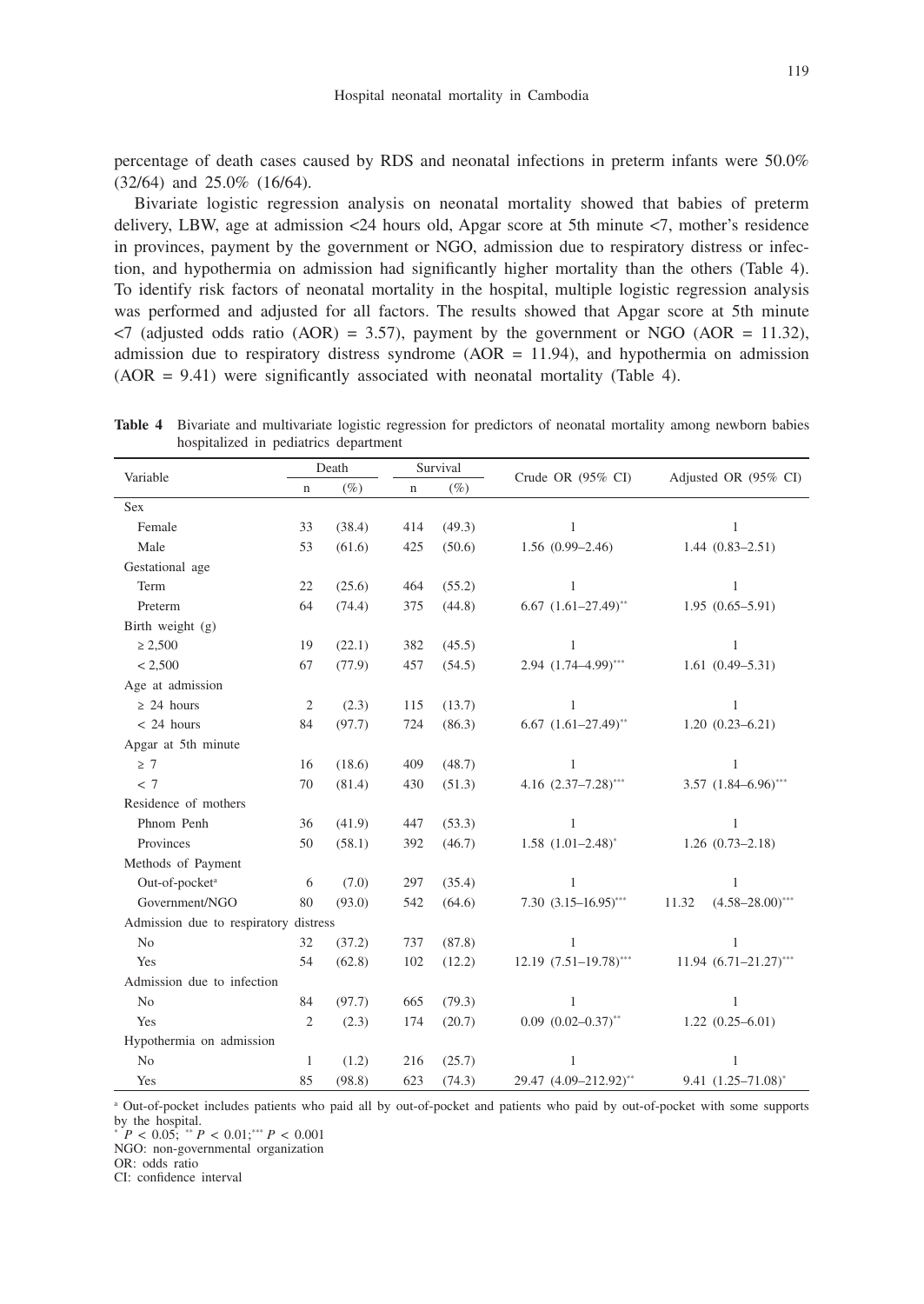percentage of death cases caused by RDS and neonatal infections in preterm infants were 50.0% (32/64) and 25.0% (16/64).

Bivariate logistic regression analysis on neonatal mortality showed that babies of preterm delivery, LBW, age at admission <24 hours old, Apgar score at 5th minute <7, mother's residence in provinces, payment by the government or NGO, admission due to respiratory distress or infection, and hypothermia on admission had significantly higher mortality than the others (Table 4). To identify risk factors of neonatal mortality in the hospital, multiple logistic regression analysis was performed and adjusted for all factors. The results showed that Apgar score at 5th minute <7 (adjusted odds ratio (AOR) = 3.57), payment by the government or NGO (AOR = 11.32), admission due to respiratory distress syndrome (AOR = 11.94), and hypothermia on admission (AOR = 9.41) were significantly associated with neonatal mortality (Table 4).

**Table 4** Bivariate and multivariate logistic regression for predictors of neonatal mortality among newborn babies hospitalized in pediatrics department

| Variable | Death | | Survival | | Crude OR (95% CI) | Adjusted OR (95% CI) |
|---|---|---|---|---|---|---|
| | n | (%) | n | (%) | | |
| Sex | | | | | | |
| Female | 33 | (38.4) | 414 | (49.3) | 1 | 1 |
| Male | 53 | (61.6) | 425 | (50.6) | 1.56 (0.99–2.46) | 1.44 (0.83–2.51) |
| Gestational age | | | | | | |
| Term | 22 | (25.6) | 464 | (55.2) | 1 | 1 |
| Preterm | 64 | (74.4) | 375 | (44.8) | 6.67 (1.61–27.49)** | 1.95 (0.65–5.91) |
| Birth weight (g) | | | | | | |
| ≥ 2,500 | 19 | (22.1) | 382 | (45.5) | 1 | 1 |
| < 2,500 | 67 | (77.9) | 457 | (54.5) | 2.94 (1.74–4.99)*** | 1.61 (0.49–5.31) |
| Age at admission | | | | | | |
| ≥ 24 hours | 2 | (2.3) | 115 | (13.7) | 1 | 1 |
| < 24 hours | 84 | (97.7) | 724 | (86.3) | 6.67 (1.61–27.49)** | 1.20 (0.23–6.21) |
| Apgar at 5th minute | | | | | | |
| ≥ 7 | 16 | (18.6) | 409 | (48.7) | 1 | 1 |
| < 7 | 70 | (81.4) | 430 | (51.3) | 4.16 (2.37–7.28)*** | 3.57 (1.84–6.96)*** |
| Residence of mothers | | | | | | |
| Phnom Penh | 36 | (41.9) | 447 | (53.3) | 1 | 1 |
| Provinces | 50 | (58.1) | 392 | (46.7) | 1.58 (1.01–2.48)* | 1.26 (0.73–2.18) |
| Methods of Payment | | | | | | |
| Out-of-pocket[a] | 6 | (7.0) | 297 | (35.4) | 1 | 1 |
| Government/NGO | 80 | (93.0) | 542 | (64.6) | 7.30 (3.15–16.95)*** | 11.32 (4.58–28.00)*** |
| Admission due to respiratory distress | | | | | | |
| No | 32 | (37.2) | 737 | (87.8) | 1 | 1 |
| Yes | 54 | (62.8) | 102 | (12.2) | 12.19 (7.51–19.78)*** | 11.94 (6.71–21.27)*** |
| Admission due to infection | | | | | | |
| No | 84 | (97.7) | 665 | (79.3) | 1 | 1 |
| Yes | 2 | (2.3) | 174 | (20.7) | 0.09 (0.02–0.37)** | 1.22 (0.25–6.01) |
| Hypothermia on admission | | | | | | |
| No | 1 | (1.2) | 216 | (25.7) | 1 | 1 |
| Yes | 85 | (98.8) | 623 | (74.3) | 29.47 (4.09–212.92)** | 9.41 (1.25–71.08)* |

[a] Out-of-pocket includes patients who paid all by out-of-pocket and patients who paid by out-of-pocket with some supports by the hospital.
* $P < 0.05$; ** $P < 0.01$; *** $P < 0.001$
NGO: non-governmental organization
OR: odds ratio
CI: confidence interval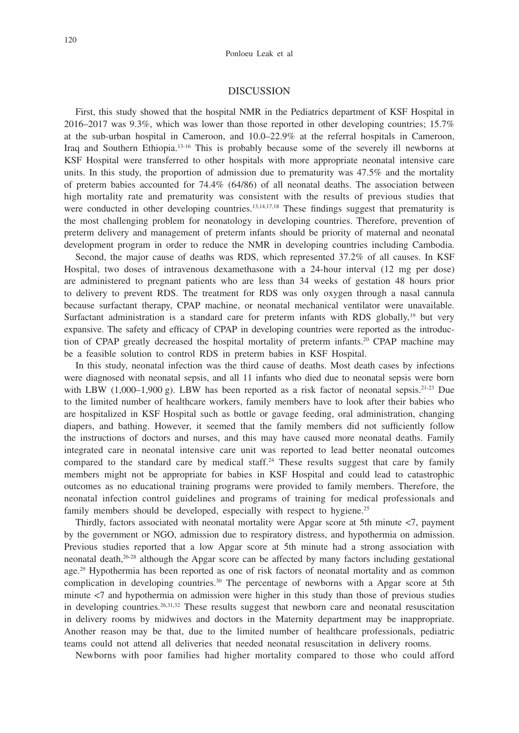## DISCUSSION

First, this study showed that the hospital NMR in the Pediatrics department of KSF Hospital in 2016–2017 was 9.3%, which was lower than those reported in other developing countries; 15.7% at the sub-urban hospital in Cameroon, and 10.0–22.9% at the referral hospitals in Cameroon, Iraq and Southern Ethiopia.[13-16] This is probably because some of the severely ill newborns at KSF Hospital were transferred to other hospitals with more appropriate neonatal intensive care units. In this study, the proportion of admission due to prematurity was 47.5% and the mortality of preterm babies accounted for 74.4% (64/86) of all neonatal deaths. The association between high mortality rate and prematurity was consistent with the results of previous studies that were conducted in other developing countries.[13,14,17,18] These findings suggest that prematurity is the most challenging problem for neonatology in developing countries. Therefore, prevention of preterm delivery and management of preterm infants should be priority of maternal and neonatal development program in order to reduce the NMR in developing countries including Cambodia.

Second, the major cause of deaths was RDS, which represented 37.2% of all causes. In KSF Hospital, two doses of intravenous dexamethasone with a 24-hour interval (12 mg per dose) are administered to pregnant patients who are less than 34 weeks of gestation 48 hours prior to delivery to prevent RDS. The treatment for RDS was only oxygen through a nasal cannula because surfactant therapy, CPAP machine, or neonatal mechanical ventilator were unavailable. Surfactant administration is a standard care for preterm infants with RDS globally,[19] but very expansive. The safety and efficacy of CPAP in developing countries were reported as the introduction of CPAP greatly decreased the hospital mortality of preterm infants.[20] CPAP machine may be a feasible solution to control RDS in preterm babies in KSF Hospital.

In this study, neonatal infection was the third cause of deaths. Most death cases by infections were diagnosed with neonatal sepsis, and all 11 infants who died due to neonatal sepsis were born with LBW (1,000–1,900 g). LBW has been reported as a risk factor of neonatal sepsis.[21-23] Due to the limited number of healthcare workers, family members have to look after their babies who are hospitalized in KSF Hospital such as bottle or gavage feeding, oral administration, changing diapers, and bathing. However, it seemed that the family members did not sufficiently follow the instructions of doctors and nurses, and this may have caused more neonatal deaths. Family integrated care in neonatal intensive care unit was reported to lead better neonatal outcomes compared to the standard care by medical staff.[24] These results suggest that care by family members might not be appropriate for babies in KSF Hospital and could lead to catastrophic outcomes as no educational training programs were provided to family members. Therefore, the neonatal infection control guidelines and programs of training for medical professionals and family members should be developed, especially with respect to hygiene.[25]

Thirdly, factors associated with neonatal mortality were Apgar score at 5th minute <7, payment by the government or NGO, admission due to respiratory distress, and hypothermia on admission. Previous studies reported that a low Apgar score at 5th minute had a strong association with neonatal death,[26-28] although the Apgar score can be affected by many factors including gestational age.[29] Hypothermia has been reported as one of risk factors of neonatal mortality and as common complication in developing countries.[30] The percentage of newborns with a Apgar score at 5th minute <7 and hypothermia on admission were higher in this study than those of previous studies in developing countries.[26,31,32] These results suggest that newborn care and neonatal resuscitation in delivery rooms by midwives and doctors in the Maternity department may be inappropriate. Another reason may be that, due to the limited number of healthcare professionals, pediatric teams could not attend all deliveries that needed neonatal resuscitation in delivery rooms.

Newborns with poor families had higher mortality compared to those who could afford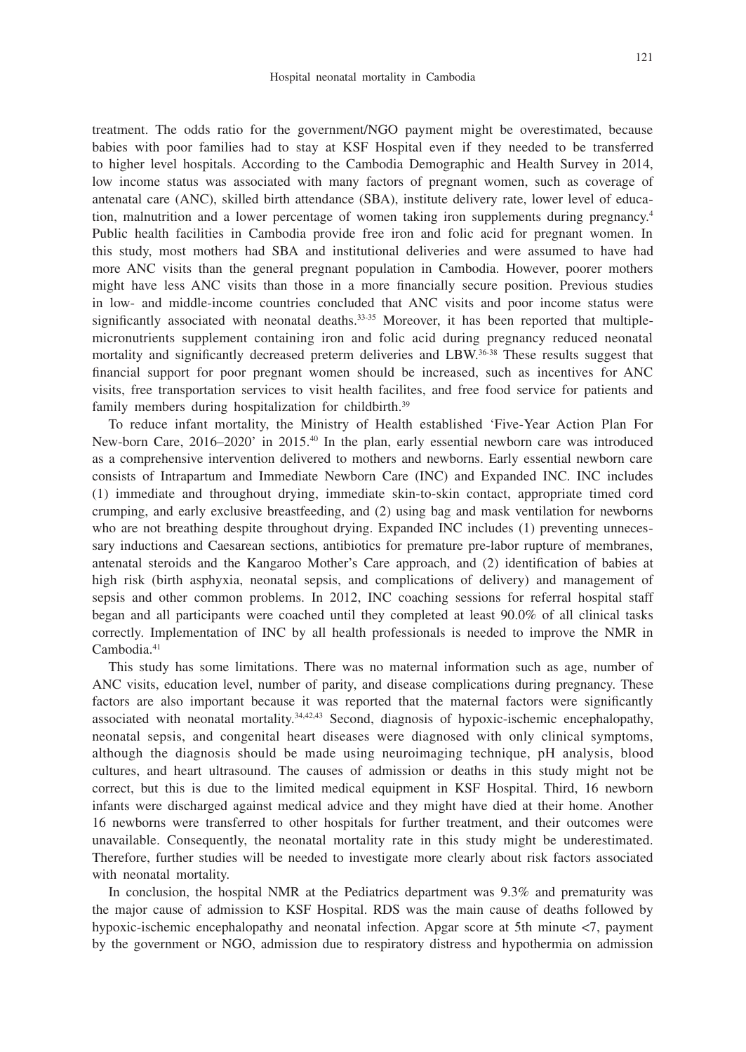treatment. The odds ratio for the government/NGO payment might be overestimated, because babies with poor families had to stay at KSF Hospital even if they needed to be transferred to higher level hospitals. According to the Cambodia Demographic and Health Survey in 2014, low income status was associated with many factors of pregnant women, such as coverage of antenatal care (ANC), skilled birth attendance (SBA), institute delivery rate, lower level of education, malnutrition and a lower percentage of women taking iron supplements during pregnancy.[4] Public health facilities in Cambodia provide free iron and folic acid for pregnant women. In this study, most mothers had SBA and institutional deliveries and were assumed to have had more ANC visits than the general pregnant population in Cambodia. However, poorer mothers might have less ANC visits than those in a more financially secure position. Previous studies in low- and middle-income countries concluded that ANC visits and poor income status were significantly associated with neonatal deaths.[33-35] Moreover, it has been reported that multiple-micronutrients supplement containing iron and folic acid during pregnancy reduced neonatal mortality and significantly decreased preterm deliveries and LBW.[36-38] These results suggest that financial support for poor pregnant women should be increased, such as incentives for ANC visits, free transportation services to visit health facilites, and free food service for patients and family members during hospitalization for childbirth.[39]

To reduce infant mortality, the Ministry of Health established 'Five-Year Action Plan For New-born Care, 2016–2020' in 2015.[40] In the plan, early essential newborn care was introduced as a comprehensive intervention delivered to mothers and newborns. Early essential newborn care consists of Intrapartum and Immediate Newborn Care (INC) and Expanded INC. INC includes (1) immediate and throughout drying, immediate skin-to-skin contact, appropriate timed cord crumping, and early exclusive breastfeeding, and (2) using bag and mask ventilation for newborns who are not breathing despite throughout drying. Expanded INC includes (1) preventing unnecessary inductions and Caesarean sections, antibiotics for premature pre-labor rupture of membranes, antenatal steroids and the Kangaroo Mother's Care approach, and (2) identification of babies at high risk (birth asphyxia, neonatal sepsis, and complications of delivery) and management of sepsis and other common problems. In 2012, INC coaching sessions for referral hospital staff began and all participants were coached until they completed at least 90.0% of all clinical tasks correctly. Implementation of INC by all health professionals is needed to improve the NMR in Cambodia.[41]

This study has some limitations. There was no maternal information such as age, number of ANC visits, education level, number of parity, and disease complications during pregnancy. These factors are also important because it was reported that the maternal factors were significantly associated with neonatal mortality.[34,42,43] Second, diagnosis of hypoxic-ischemic encephalopathy, neonatal sepsis, and congenital heart diseases were diagnosed with only clinical symptoms, although the diagnosis should be made using neuroimaging technique, pH analysis, blood cultures, and heart ultrasound. The causes of admission or deaths in this study might not be correct, but this is due to the limited medical equipment in KSF Hospital. Third, 16 newborn infants were discharged against medical advice and they might have died at their home. Another 16 newborns were transferred to other hospitals for further treatment, and their outcomes were unavailable. Consequently, the neonatal mortality rate in this study might be underestimated. Therefore, further studies will be needed to investigate more clearly about risk factors associated with neonatal mortality.

In conclusion, the hospital NMR at the Pediatrics department was 9.3% and prematurity was the major cause of admission to KSF Hospital. RDS was the main cause of deaths followed by hypoxic-ischemic encephalopathy and neonatal infection. Apgar score at 5th minute <7, payment by the government or NGO, admission due to respiratory distress and hypothermia on admission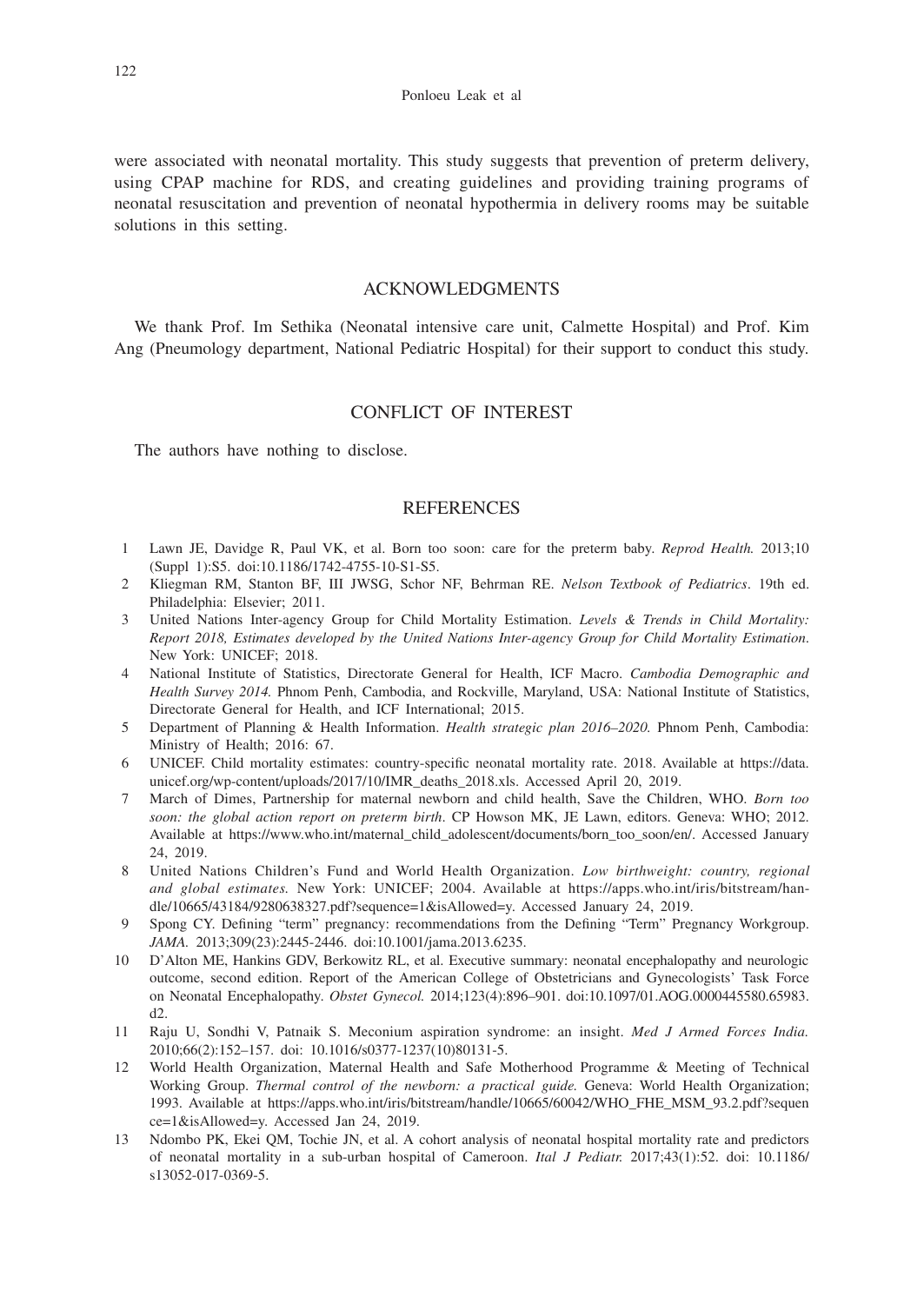were associated with neonatal mortality. This study suggests that prevention of preterm delivery, using CPAP machine for RDS, and creating guidelines and providing training programs of neonatal resuscitation and prevention of neonatal hypothermia in delivery rooms may be suitable solutions in this setting.

## ACKNOWLEDGMENTS

We thank Prof. Im Sethika (Neonatal intensive care unit, Calmette Hospital) and Prof. Kim Ang (Pneumology department, National Pediatric Hospital) for their support to conduct this study.

## CONFLICT OF INTEREST

The authors have nothing to disclose.

## REFERENCES

1. Lawn JE, Davidge R, Paul VK, et al. Born too soon: care for the preterm baby. *Reprod Health.* 2013;10 (Suppl 1):S5. doi:10.1186/1742-4755-10-S1-S5.
2. Kliegman RM, Stanton BF, III JWSG, Schor NF, Behrman RE. *Nelson Textbook of Pediatrics*. 19th ed. Philadelphia: Elsevier; 2011.
3. United Nations Inter-agency Group for Child Mortality Estimation. *Levels & Trends in Child Mortality: Report 2018, Estimates developed by the United Nations Inter-agency Group for Child Mortality Estimation*. New York: UNICEF; 2018.
4. National Institute of Statistics, Directorate General for Health, ICF Macro. *Cambodia Demographic and Health Survey 2014.* Phnom Penh, Cambodia, and Rockville, Maryland, USA: National Institute of Statistics, Directorate General for Health, and ICF International; 2015.
5. Department of Planning & Health Information. *Health strategic plan 2016–2020.* Phnom Penh, Cambodia: Ministry of Health; 2016: 67.
6. UNICEF. Child mortality estimates: country-specific neonatal mortality rate. 2018. Available at https://data.unicef.org/wp-content/uploads/2017/10/IMR_deaths_2018.xls. Accessed April 20, 2019.
7. March of Dimes, Partnership for maternal newborn and child health, Save the Children, WHO. *Born too soon: the global action report on preterm birth*. CP Howson MK, JE Lawn, editors. Geneva: WHO; 2012. Available at https://www.who.int/maternal_child_adolescent/documents/born_too_soon/en/. Accessed January 24, 2019.
8. United Nations Children's Fund and World Health Organization. *Low birthweight: country, regional and global estimates.* New York: UNICEF; 2004. Available at https://apps.who.int/iris/bitstream/handle/10665/43184/9280638327.pdf?sequence=1&isAllowed=y. Accessed January 24, 2019.
9. Spong CY. Defining "term" pregnancy: recommendations from the Defining "Term" Pregnancy Workgroup. *JAMA.* 2013;309(23):2445-2446. doi:10.1001/jama.2013.6235.
10. D'Alton ME, Hankins GDV, Berkowitz RL, et al. Executive summary: neonatal encephalopathy and neurologic outcome, second edition. Report of the American College of Obstetricians and Gynecologists' Task Force on Neonatal Encephalopathy. *Obstet Gynecol.* 2014;123(4):896–901. doi:10.1097/01.AOG.0000445580.65983.d2.
11. Raju U, Sondhi V, Patnaik S. Meconium aspiration syndrome: an insight. *Med J Armed Forces India.* 2010;66(2):152–157. doi: 10.1016/s0377-1237(10)80131-5.
12. World Health Organization, Maternal Health and Safe Motherhood Programme & Meeting of Technical Working Group. *Thermal control of the newborn: a practical guide.* Geneva: World Health Organization; 1993. Available at https://apps.who.int/iris/bitstream/handle/10665/60042/WHO_FHE_MSM_93.2.pdf?sequence=1&isAllowed=y. Accessed Jan 24, 2019.
13. Ndombo PK, Ekei QM, Tochie JN, et al. A cohort analysis of neonatal hospital mortality rate and predictors of neonatal mortality in a sub-urban hospital of Cameroon. *Ital J Pediatr.* 2017;43(1):52. doi: 10.1186/s13052-017-0369-5.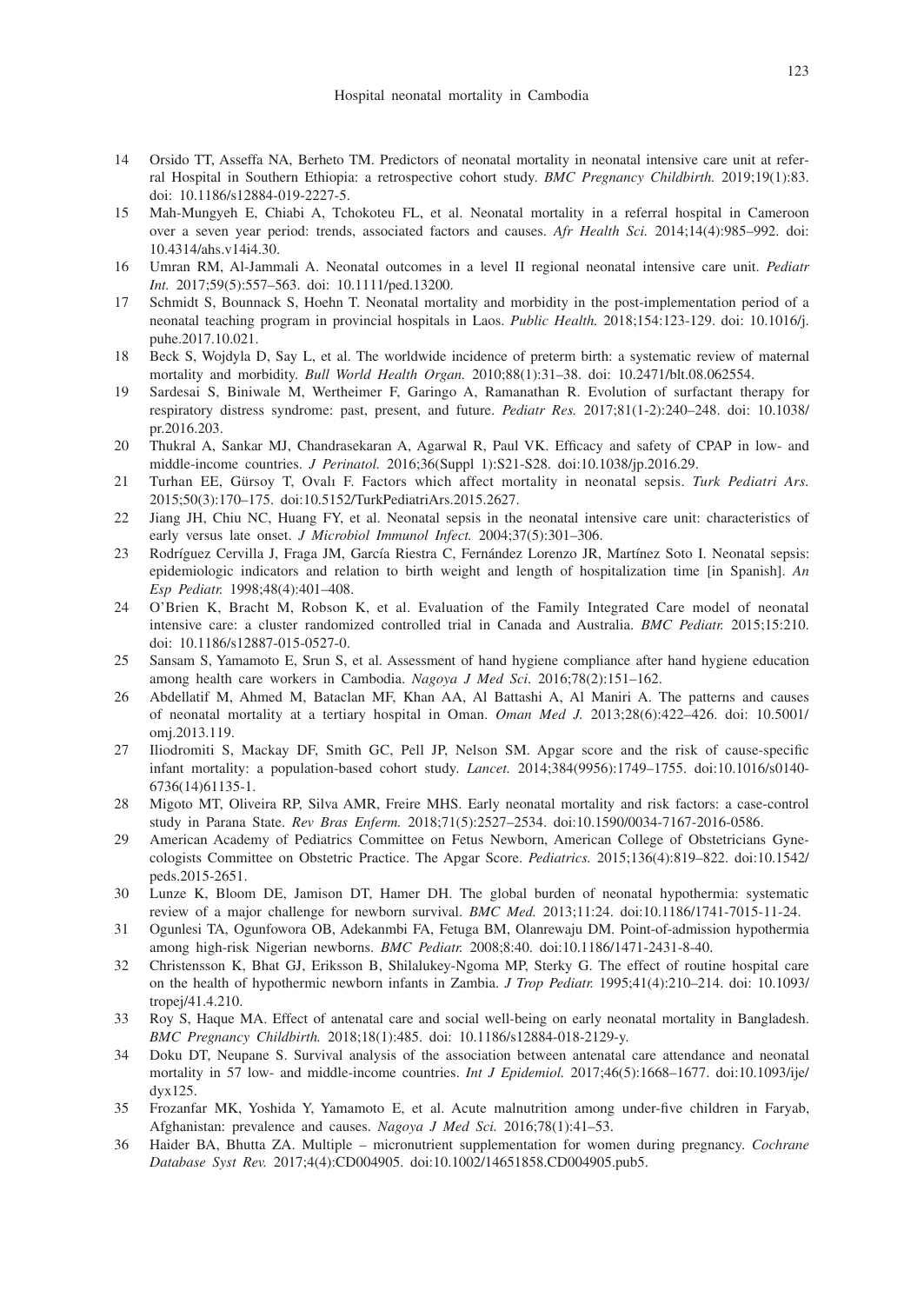14 Orsido TT, Asseffa NA, Berheto TM. Predictors of neonatal mortality in neonatal intensive care unit at referral Hospital in Southern Ethiopia: a retrospective cohort study. *BMC Pregnancy Childbirth.* 2019;19(1):83. doi: 10.1186/s12884-019-2227-5.

15 Mah-Mungyeh E, Chiabi A, Tchokoteu FL, et al. Neonatal mortality in a referral hospital in Cameroon over a seven year period: trends, associated factors and causes. *Afr Health Sci.* 2014;14(4):985–992. doi: 10.4314/ahs.v14i4.30.

16 Umran RM, Al-Jammali A. Neonatal outcomes in a level II regional neonatal intensive care unit. *Pediatr Int.* 2017;59(5):557–563. doi: 10.1111/ped.13200.

17 Schmidt S, Bounnack S, Hoehn T. Neonatal mortality and morbidity in the post-implementation period of a neonatal teaching program in provincial hospitals in Laos. *Public Health.* 2018;154:123-129. doi: 10.1016/j.puhe.2017.10.021.

18 Beck S, Wojdyla D, Say L, et al. The worldwide incidence of preterm birth: a systematic review of maternal mortality and morbidity. *Bull World Health Organ.* 2010;88(1):31–38. doi: 10.2471/blt.08.062554.

19 Sardesai S, Biniwale M, Wertheimer F, Garingo A, Ramanathan R. Evolution of surfactant therapy for respiratory distress syndrome: past, present, and future. *Pediatr Res.* 2017;81(1-2):240–248. doi: 10.1038/pr.2016.203.

20 Thukral A, Sankar MJ, Chandrasekaran A, Agarwal R, Paul VK. Efficacy and safety of CPAP in low- and middle-income countries. *J Perinatol.* 2016;36(Suppl 1):S21-S28. doi:10.1038/jp.2016.29.

21 Turhan EE, Gürsoy T, Ovalı F. Factors which affect mortality in neonatal sepsis. *Turk Pediatri Ars.* 2015;50(3):170–175. doi:10.5152/TurkPediatriArs.2015.2627.

22 Jiang JH, Chiu NC, Huang FY, et al. Neonatal sepsis in the neonatal intensive care unit: characteristics of early versus late onset. *J Microbiol Immunol Infect.* 2004;37(5):301–306.

23 Rodríguez Cervilla J, Fraga JM, García Riestra C, Fernández Lorenzo JR, Martínez Soto I. Neonatal sepsis: epidemiologic indicators and relation to birth weight and length of hospitalization time [in Spanish]. *An Esp Pediatr.* 1998;48(4):401–408.

24 O'Brien K, Bracht M, Robson K, et al. Evaluation of the Family Integrated Care model of neonatal intensive care: a cluster randomized controlled trial in Canada and Australia. *BMC Pediatr.* 2015;15:210. doi: 10.1186/s12887-015-0527-0.

25 Sansam S, Yamamoto E, Srun S, et al. Assessment of hand hygiene compliance after hand hygiene education among health care workers in Cambodia. *Nagoya J Med Sci*. 2016;78(2):151–162.

26 Abdellatif M, Ahmed M, Bataclan MF, Khan AA, Al Battashi A, Al Maniri A. The patterns and causes of neonatal mortality at a tertiary hospital in Oman. *Oman Med J.* 2013;28(6):422–426. doi: 10.5001/omj.2013.119.

27 Iliodromiti S, Mackay DF, Smith GC, Pell JP, Nelson SM. Apgar score and the risk of cause-specific infant mortality: a population-based cohort study. *Lancet.* 2014;384(9956):1749–1755. doi:10.1016/s0140-6736(14)61135-1.

28 Migoto MT, Oliveira RP, Silva AMR, Freire MHS. Early neonatal mortality and risk factors: a case-control study in Parana State. *Rev Bras Enferm.* 2018;71(5):2527–2534. doi:10.1590/0034-7167-2016-0586.

29 American Academy of Pediatrics Committee on Fetus Newborn, American College of Obstetricians Gynecologists Committee on Obstetric Practice. The Apgar Score. *Pediatrics.* 2015;136(4):819–822. doi:10.1542/peds.2015-2651.

30 Lunze K, Bloom DE, Jamison DT, Hamer DH. The global burden of neonatal hypothermia: systematic review of a major challenge for newborn survival. *BMC Med.* 2013;11:24. doi:10.1186/1741-7015-11-24.

31 Ogunlesi TA, Ogunfowora OB, Adekanmbi FA, Fetuga BM, Olanrewaju DM. Point-of-admission hypothermia among high-risk Nigerian newborns. *BMC Pediatr.* 2008;8:40. doi:10.1186/1471-2431-8-40.

32 Christensson K, Bhat GJ, Eriksson B, Shilalukey-Ngoma MP, Sterky G. The effect of routine hospital care on the health of hypothermic newborn infants in Zambia. *J Trop Pediatr.* 1995;41(4):210–214. doi: 10.1093/tropej/41.4.210.

33 Roy S, Haque MA. Effect of antenatal care and social well-being on early neonatal mortality in Bangladesh. *BMC Pregnancy Childbirth.* 2018;18(1):485. doi: 10.1186/s12884-018-2129-y.

34 Doku DT, Neupane S. Survival analysis of the association between antenatal care attendance and neonatal mortality in 57 low- and middle-income countries. *Int J Epidemiol.* 2017;46(5):1668–1677. doi:10.1093/ije/dyx125.

35 Frozanfar MK, Yoshida Y, Yamamoto E, et al. Acute malnutrition among under-five children in Faryab, Afghanistan: prevalence and causes. *Nagoya J Med Sci.* 2016;78(1):41–53.

36 Haider BA, Bhutta ZA. Multiple – micronutrient supplementation for women during pregnancy. *Cochrane Database Syst Rev.* 2017;4(4):CD004905. doi:10.1002/14651858.CD004905.pub5.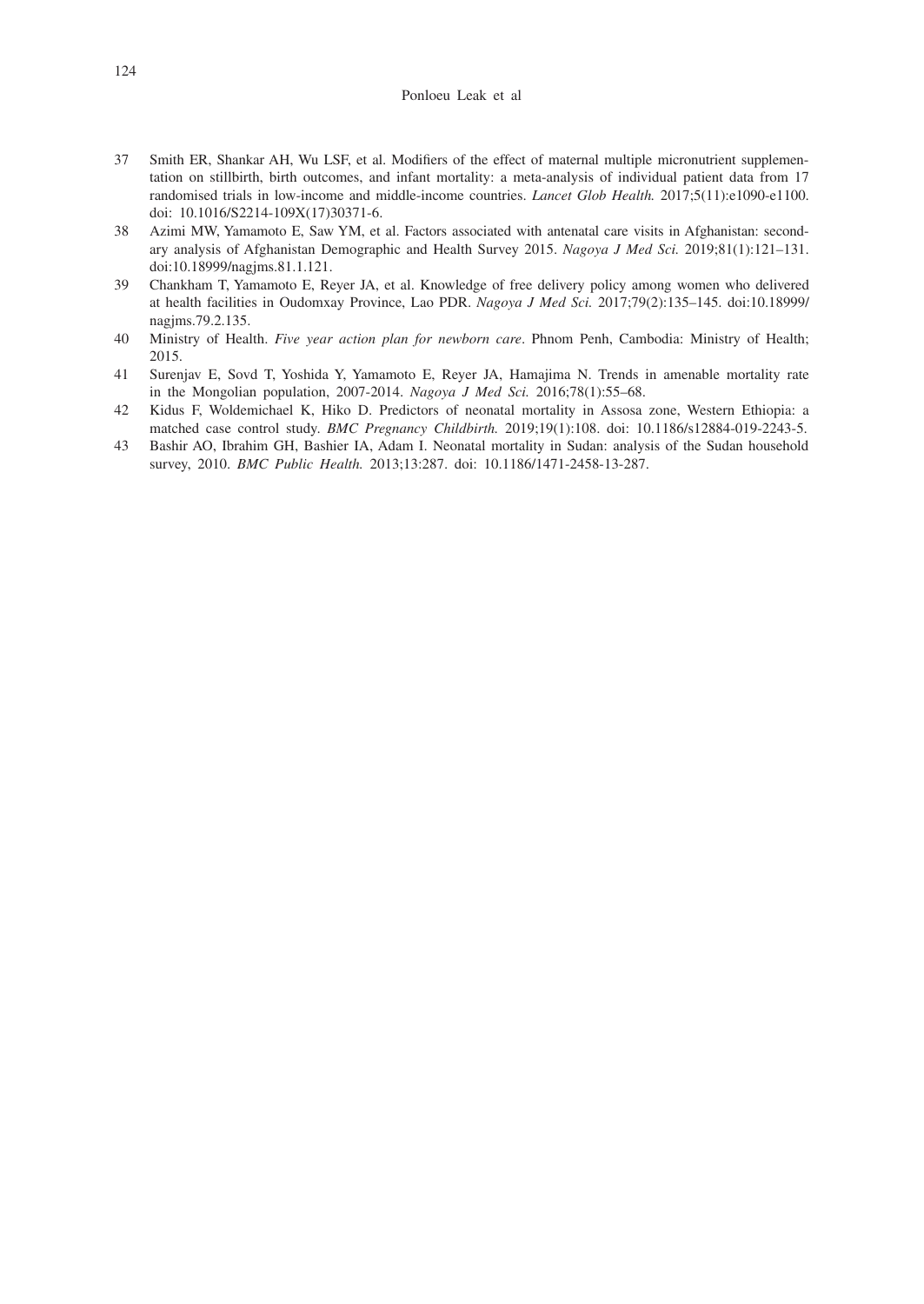37 Smith ER, Shankar AH, Wu LSF, et al. Modifiers of the effect of maternal multiple micronutrient supplementation on stillbirth, birth outcomes, and infant mortality: a meta-analysis of individual patient data from 17 randomised trials in low-income and middle-income countries. *Lancet Glob Health.* 2017;5(11):e1090-e1100. doi: 10.1016/S2214-109X(17)30371-6.

38 Azimi MW, Yamamoto E, Saw YM, et al. Factors associated with antenatal care visits in Afghanistan: secondary analysis of Afghanistan Demographic and Health Survey 2015. *Nagoya J Med Sci.* 2019;81(1):121–131. doi:10.18999/nagjms.81.1.121.

39 Chankham T, Yamamoto E, Reyer JA, et al. Knowledge of free delivery policy among women who delivered at health facilities in Oudomxay Province, Lao PDR. *Nagoya J Med Sci.* 2017;79(2):135–145. doi:10.18999/nagjms.79.2.135.

40 Ministry of Health. *Five year action plan for newborn care*. Phnom Penh, Cambodia: Ministry of Health; 2015.

41 Surenjav E, Sovd T, Yoshida Y, Yamamoto E, Reyer JA, Hamajima N. Trends in amenable mortality rate in the Mongolian population, 2007-2014. *Nagoya J Med Sci.* 2016;78(1):55–68.

42 Kidus F, Woldemichael K, Hiko D. Predictors of neonatal mortality in Assosa zone, Western Ethiopia: a matched case control study. *BMC Pregnancy Childbirth.* 2019;19(1):108. doi: 10.1186/s12884-019-2243-5.

43 Bashir AO, Ibrahim GH, Bashier IA, Adam I. Neonatal mortality in Sudan: analysis of the Sudan household survey, 2010. *BMC Public Health.* 2013;13:287. doi: 10.1186/1471-2458-13-287.